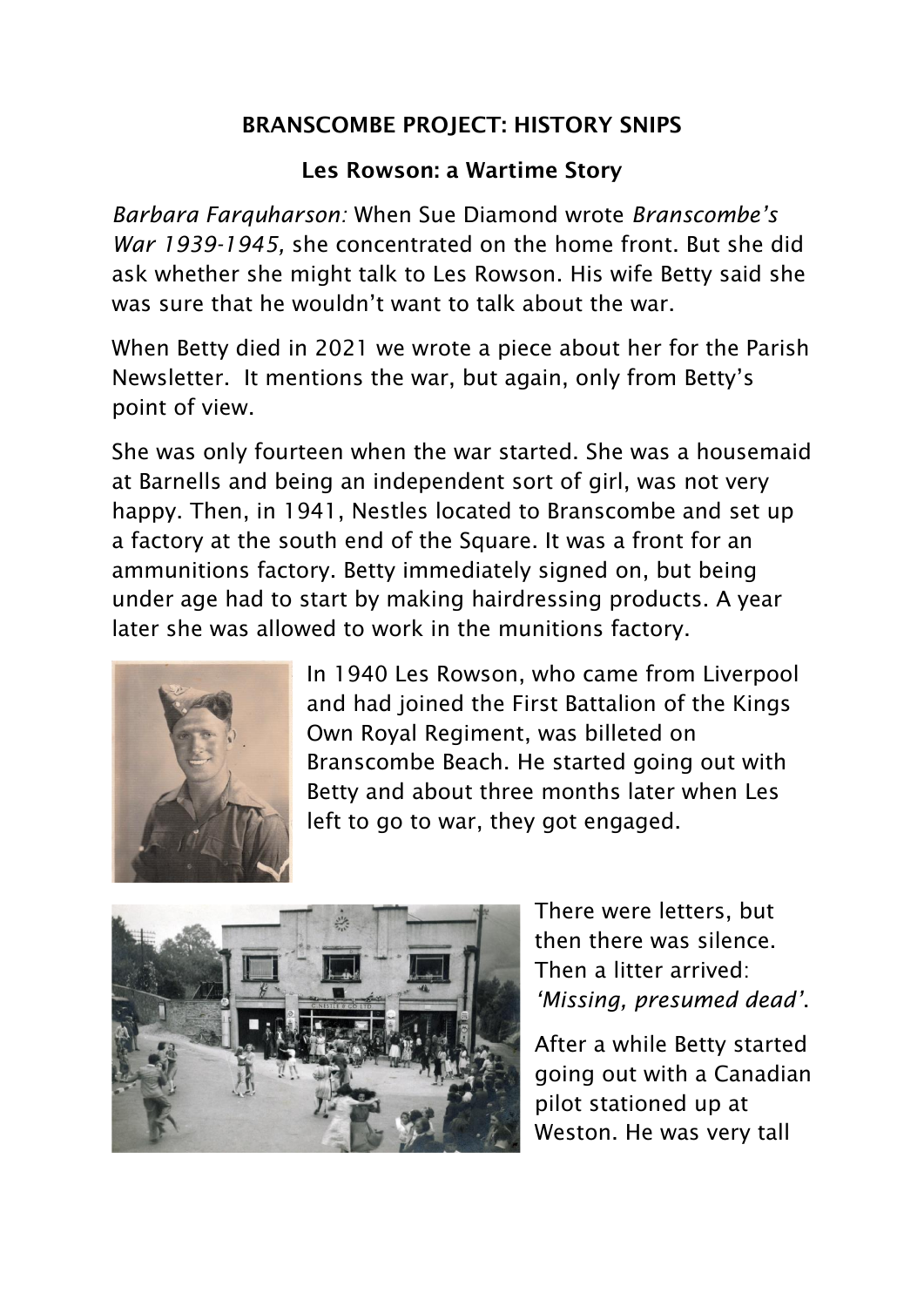## BRANSCOMBE PROJECT: HISTORY SNIPS

### Les Rowson: a Wartime Story

*Barbara Farquharson:* When Sue Diamond wrote *Branscombe's War 1939-1945,* she concentrated on the home front. But she did ask whether she might talk to Les Rowson. His wife Betty said she was sure that he wouldn't want to talk about the war.

When Betty died in 2021 we wrote a piece about her for the Parish Newsletter. It mentions the war, but again, only from Betty's point of view.

She was only fourteen when the war started. She was a housemaid at Barnells and being an independent sort of girl, was not very happy. Then, in 1941, Nestles located to Branscombe and set up a factory at the south end of the Square. It was a front for an ammunitions factory. Betty immediately signed on, but being under age had to start by making hairdressing products. A year later she was allowed to work in the munitions factory.

In 1940 Les Rowson, who came from Liverpool and had joined the First Battalion of the Kings Own Royal Regiment, was billeted on Branscombe Beach. He started going out with Betty and about three months later when Les left to go to war, they got engaged.

There were letters, but then there was silence. Then a litter arrived: *'Missing, presumed dead'*.

After a while Betty started going out with a Canadian pilot stationed up at Weston. He was very tall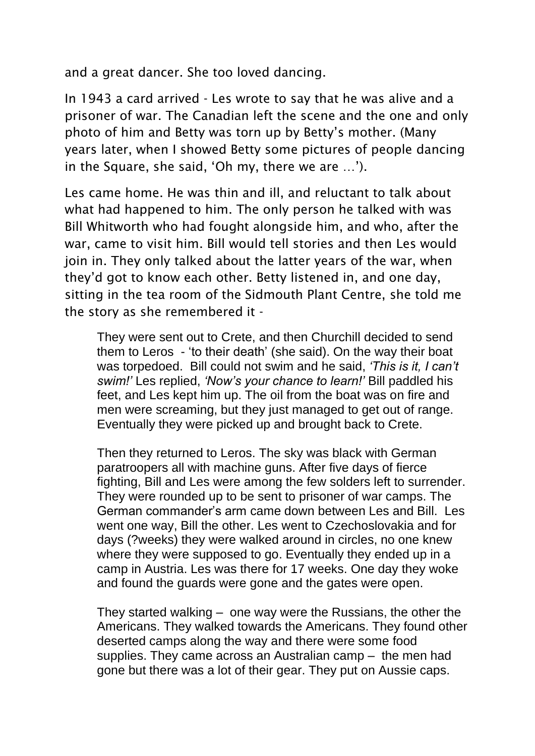and a great dancer. She too loved dancing.

In 1943 a card arrived - Les wrote to say that he was alive and a prisoner of war. The Canadian left the scene and the one and only photo of him and Betty was torn up by Betty's mother. (Many years later, when I showed Betty some pictures of people dancing in the Square, she said, 'Oh my, there we are …').

Les came home. He was thin and ill, and reluctant to talk about what had happened to him. The only person he talked with was Bill Whitworth who had fought alongside him, and who, after the war, came to visit him. Bill would tell stories and then Les would join in. They only talked about the latter years of the war, when they'd got to know each other. Betty listened in, and one day, sitting in the tea room of the Sidmouth Plant Centre, she told me the story as she remembered it -

> They were sent out to Crete, and then Churchill decided to send them to Leros - 'to their death' (she said). On the way their boat was torpedoed. Bill could not swim and he said, *'This is it, I can't swim!'* Les replied, *'Now's your chance to learn!'* Bill paddled his feet, and Les kept him up. The oil from the boat was on fire and men were screaming, but they just managed to get out of range. Eventually they were picked up and brought back to Crete.
>
> Then they returned to Leros. The sky was black with German paratroopers all with machine guns. After five days of fierce fighting, Bill and Les were among the few solders left to surrender. They were rounded up to be sent to prisoner of war camps. The German commander's arm came down between Les and Bill. Les went one way, Bill the other. Les went to Czechoslovakia and for days (?weeks) they were walked around in circles, no one knew where they were supposed to go. Eventually they ended up in a camp in Austria. Les was there for 17 weeks. One day they woke and found the guards were gone and the gates were open.
>
> They started walking – one way were the Russians, the other the Americans. They walked towards the Americans. They found other deserted camps along the way and there were some food supplies. They came across an Australian camp – the men had gone but there was a lot of their gear. They put on Aussie caps.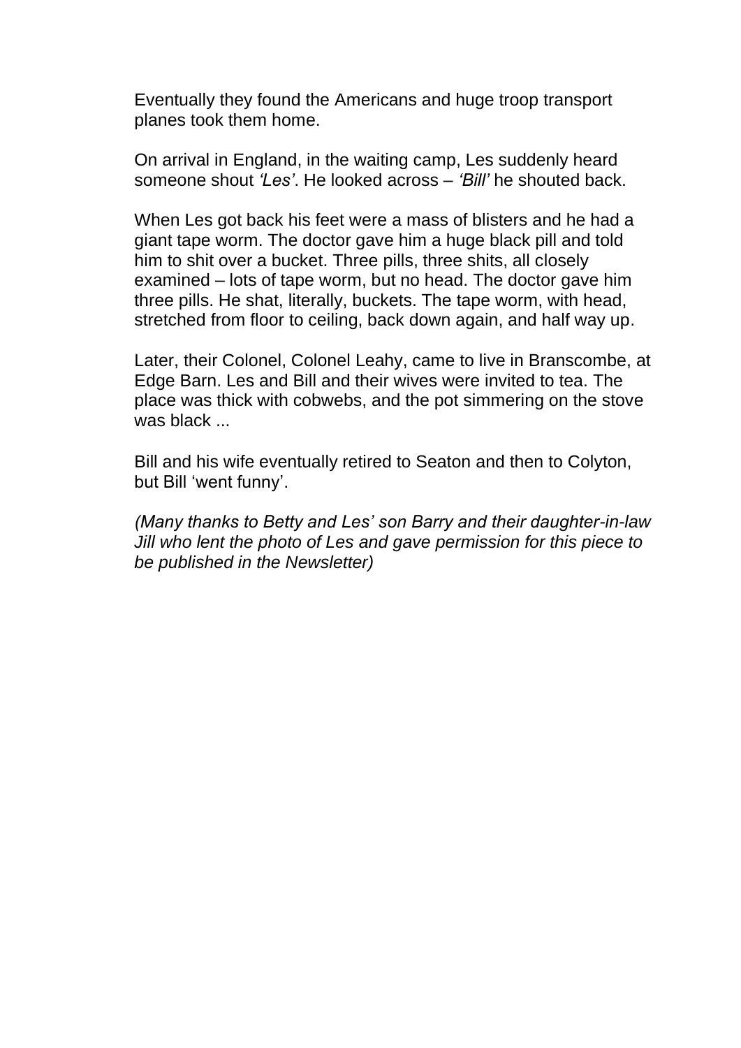Eventually they found the Americans and huge troop transport planes took them home.

On arrival in England, in the waiting camp, Les suddenly heard someone shout *'Les'*. He looked across – *'Bill'* he shouted back.

When Les got back his feet were a mass of blisters and he had a giant tape worm. The doctor gave him a huge black pill and told him to shit over a bucket. Three pills, three shits, all closely examined – lots of tape worm, but no head. The doctor gave him three pills. He shat, literally, buckets. The tape worm, with head, stretched from floor to ceiling, back down again, and half way up.

Later, their Colonel, Colonel Leahy, came to live in Branscombe, at Edge Barn. Les and Bill and their wives were invited to tea. The place was thick with cobwebs, and the pot simmering on the stove was black ...

Bill and his wife eventually retired to Seaton and then to Colyton, but Bill 'went funny'.

*(Many thanks to Betty and Les' son Barry and their daughter-in-law Jill who lent the photo of Les and gave permission for this piece to be published in the Newsletter)*